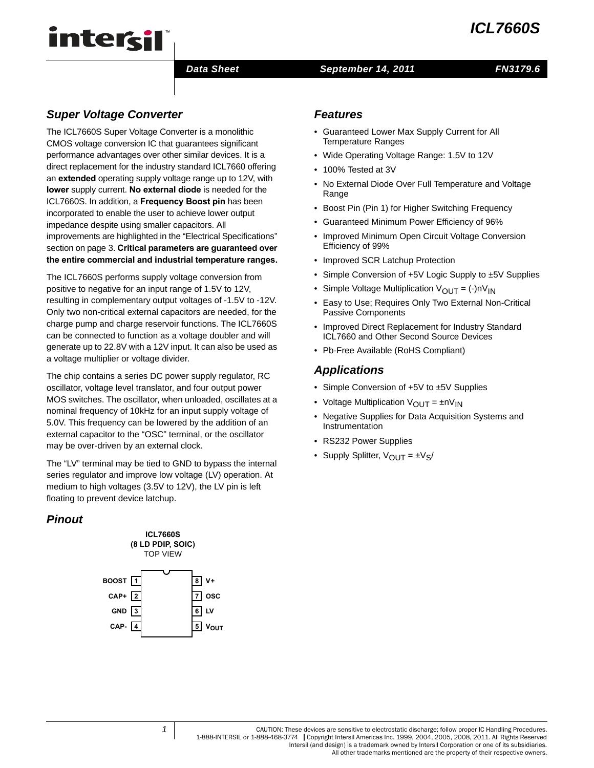# ICL7660S

Data Sheet — September 14, 2011 — FN3179.6

## Super Voltage Converter

The ICL7660S Super Voltage Converter is a monolithic CMOS voltage conversion IC that guarantees significant performance advantages over other similar devices. It is a direct replacement for the industry standard ICL7660 offering an **extended** operating supply voltage range up to 12V, with **lower** supply current. **No external diode** is needed for the ICL7660S. In addition, a **Frequency Boost pin** has been incorporated to enable the user to achieve lower output impedance despite using smaller capacitors. All improvements are highlighted in the "Electrical Specifications" section on page 3. **Critical parameters are guaranteed over the entire commercial and industrial temperature ranges.**

The ICL7660S performs supply voltage conversion from positive to negative for an input range of 1.5V to 12V, resulting in complementary output voltages of -1.5V to -12V. Only two non-critical external capacitors are needed, for the charge pump and charge reservoir functions. The ICL7660S can be connected to function as a voltage doubler and will generate up to 22.8V with a 12V input. It can also be used as a voltage multiplier or voltage divider.

The chip contains a series DC power supply regulator, RC oscillator, voltage level translator, and four output power MOS switches. The oscillator, when unloaded, oscillates at a nominal frequency of 10kHz for an input supply voltage of 5.0V. This frequency can be lowered by the addition of an external capacitor to the "OSC" terminal, or the oscillator may be over-driven by an external clock.

The "LV" terminal may be tied to GND to bypass the internal series regulator and improve low voltage (LV) operation. At medium to high voltages (3.5V to 12V), the LV pin is left floating to prevent device latchup.

## Pinout

**ICL7660S**
**(8 LD PDIP, SOIC)**
TOP VIEW

| Pin | Name | Pin | Name |
|---|---|---|---|
| 1 | BOOST | 8 | V+ |
| 2 | CAP+ | 7 | OSC |
| 3 | GND | 6 | LV |
| 4 | CAP- | 5 | $V_{OUT}$ |

## Features

- Guaranteed Lower Max Supply Current for All Temperature Ranges
- Wide Operating Voltage Range: 1.5V to 12V
- 100% Tested at 3V
- No External Diode Over Full Temperature and Voltage Range
- Boost Pin (Pin 1) for Higher Switching Frequency
- Guaranteed Minimum Power Efficiency of 96%
- Improved Minimum Open Circuit Voltage Conversion Efficiency of 99%
- Improved SCR Latchup Protection
- Simple Conversion of +5V Logic Supply to ±5V Supplies
- Simple Voltage Multiplication $V_{OUT} = (-)nV_{IN}$
- Easy to Use; Requires Only Two External Non-Critical Passive Components
- Improved Direct Replacement for Industry Standard ICL7660 and Other Second Source Devices
- Pb-Free Available (RoHS Compliant)

## Applications

- Simple Conversion of +5V to ±5V Supplies
- Voltage Multiplication $V_{OUT} = \pm nV_{IN}$
- Negative Supplies for Data Acquisition Systems and Instrumentation
- RS232 Power Supplies
- Supply Splitter, $V_{OUT} = \pm V_S/$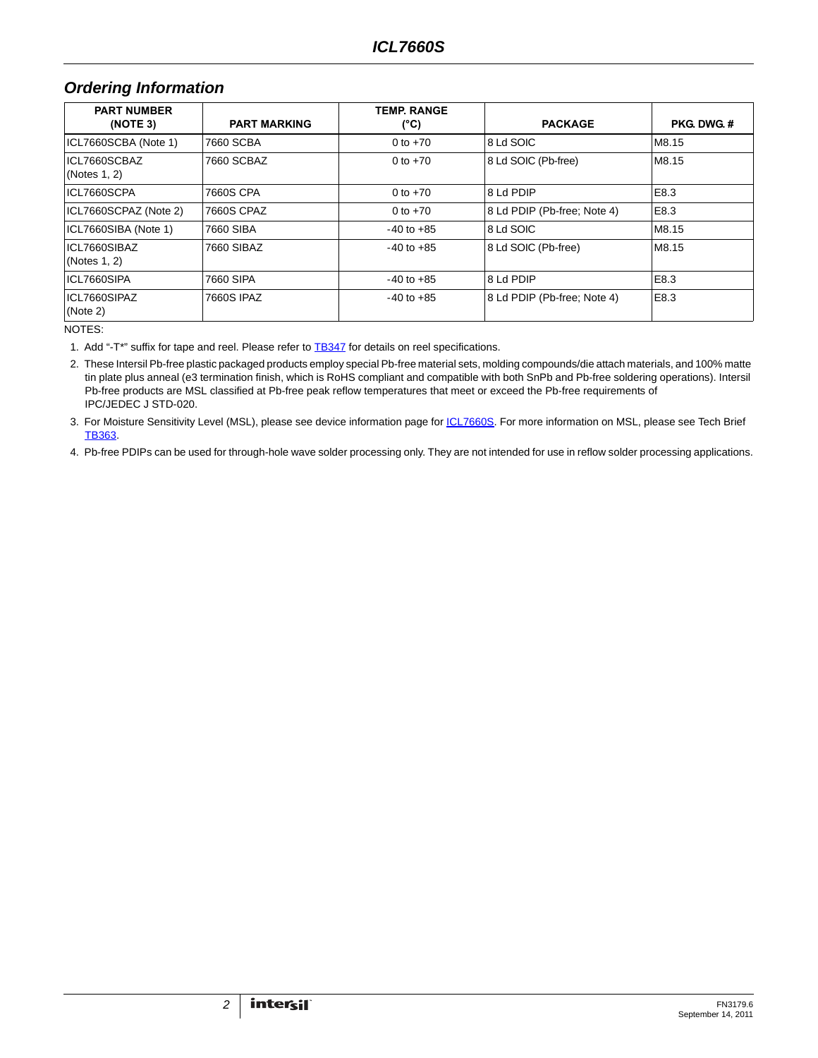## Ordering Information

| PART NUMBER (NOTE 3) | PART MARKING | TEMP. RANGE (°C) | PACKAGE | PKG. DWG. # |
|---|---|---|---|---|
| ICL7660SCBA (Note 1) | 7660 SCBA | 0 to +70 | 8 Ld SOIC | M8.15 |
| ICL7660SCBAZ (Notes 1, 2) | 7660 SCBAZ | 0 to +70 | 8 Ld SOIC (Pb-free) | M8.15 |
| ICL7660SCPA | 7660S CPA | 0 to +70 | 8 Ld PDIP | E8.3 |
| ICL7660SCPAZ (Note 2) | 7660S CPAZ | 0 to +70 | 8 Ld PDIP (Pb-free; Note 4) | E8.3 |
| ICL7660SIBA (Note 1) | 7660 SIBA | -40 to +85 | 8 Ld SOIC | M8.15 |
| ICL7660SIBAZ (Notes 1, 2) | 7660 SIBAZ | -40 to +85 | 8 Ld SOIC (Pb-free) | M8.15 |
| ICL7660SIPA | 7660 SIPA | -40 to +85 | 8 Ld PDIP | E8.3 |
| ICL7660SIPAZ (Note 2) | 7660S IPAZ | -40 to +85 | 8 Ld PDIP (Pb-free; Note 4) | E8.3 |

NOTES:

1. Add "-T*" suffix for tape and reel. Please refer to TB347 for details on reel specifications.
2. These Intersil Pb-free plastic packaged products employ special Pb-free material sets, molding compounds/die attach materials, and 100% matte tin plate plus anneal (e3 termination finish, which is RoHS compliant and compatible with both SnPb and Pb-free soldering operations). Intersil Pb-free products are MSL classified at Pb-free peak reflow temperatures that meet or exceed the Pb-free requirements of IPC/JEDEC J STD-020.
3. For Moisture Sensitivity Level (MSL), please see device information page for ICL7660S. For more information on MSL, please see Tech Brief TB363.
4. Pb-free PDIPs can be used for through-hole wave solder processing only. They are not intended for use in reflow solder processing applications.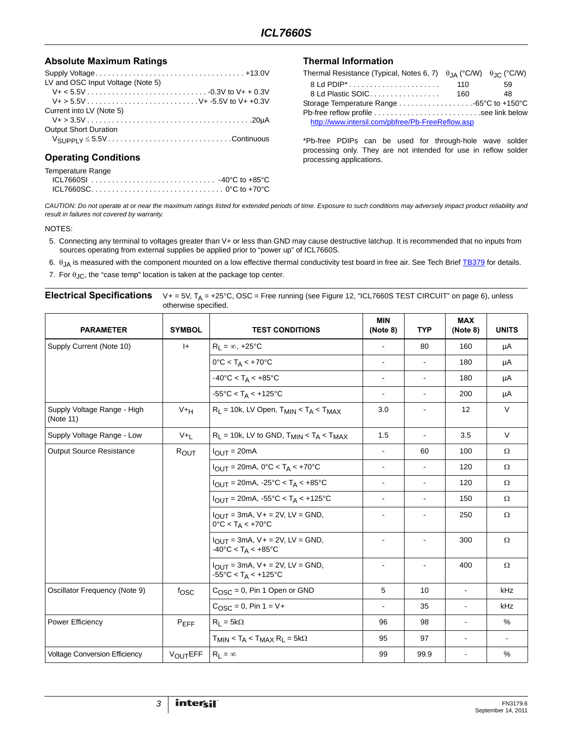## Absolute Maximum Ratings

Supply Voltage . . . . . . . . . . . . . . . . . . . . . . . . . . . . . . . . . . . . +13.0V
LV and OSC Input Voltage (Note 5)
  V+ < 5.5V . . . . . . . . . . . . . . . . . . . . . . . . . . . . . -0.3V to V+ + 0.3V
  V+ > 5.5V . . . . . . . . . . . . . . . . . . . . . . . . . . V+ -5.5V to V+ +0.3V
Current into LV (Note 5)
  V+ > 3.5V . . . . . . . . . . . . . . . . . . . . . . . . . . . . . . . . . . . . . . . 20µA
Output Short Duration
  $V_{SUPPLY} \leq 5.5V$ . . . . . . . . . . . . . . . . . . . . . . . . . . . . . Continuous

## Operating Conditions

Temperature Range
  ICL7660SI . . . . . . . . . . . . . . . . . . . . . . . . . . . . . -40°C to +85°C
  ICL7660SC. . . . . . . . . . . . . . . . . . . . . . . . . . . . . . . 0°C to +70°C

## Thermal Information

| Thermal Resistance (Typical, Notes 6, 7) | $\theta_{JA}$ (°C/W) | $\theta_{JC}$ (°C/W) |
|---|---|---|
| 8 Ld PDIP* | 110 | 59 |
| 8 Ld Plastic SOIC | 160 | 48 |

Storage Temperature Range . . . . . . . . . . . . . . . . . . -65°C to +150°C
Pb-free reflow profile . . . . . . . . . . . . . . . . . . . . . . . . . . see link below
http://www.intersil.com/pbfree/Pb-FreeReflow.asp

*Pb-free PDIPs can be used for through-hole wave solder processing only. They are not intended for use in reflow solder processing applications.

*CAUTION: Do not operate at or near the maximum ratings listed for extended periods of time. Exposure to such conditions may adversely impact product reliability and result in failures not covered by warranty.*

NOTES:

5. Connecting any terminal to voltages greater than V+ or less than GND may cause destructive latchup. It is recommended that no inputs from sources operating from external supplies be applied prior to "power up" of ICL7660S.
6. $\theta_{JA}$ is measured with the component mounted on a low effective thermal conductivity test board in free air. See Tech Brief TB379 for details.
7. For $\theta_{JC}$, the "case temp" location is taken at the package top center.

## Electrical Specifications

V+ = 5V, $T_A$ = +25°C, OSC = Free running (see Figure 12, "ICL7660S TEST CIRCUIT" on page 6), unless otherwise specified.

| PARAMETER | SYMBOL | TEST CONDITIONS | MIN (Note 8) | TYP | MAX (Note 8) | UNITS |
|---|---|---|---|---|---|---|
| Supply Current (Note 10) | I+ | $R_L = \infty$, +25°C | - | 80 | 160 | µA |
| | | 0°C < $T_A$ < +70°C | - | - | 180 | µA |
| | | -40°C < $T_A$ < +85°C | - | - | 180 | µA |
| | | -55°C < $T_A$ < +125°C | - | - | 200 | µA |
| Supply Voltage Range - High (Note 11) | $V+_H$ | $R_L$ = 10k, LV Open, $T_{MIN} < T_A < T_{MAX}$ | 3.0 | - | 12 | V |
| Supply Voltage Range - Low | $V+_L$ | $R_L$ = 10k, LV to GND, $T_{MIN} < T_A < T_{MAX}$ | 1.5 | - | 3.5 | V |
| Output Source Resistance | $R_{OUT}$ | $I_{OUT}$ = 20mA | - | 60 | 100 | Ω |
| | | $I_{OUT}$ = 20mA, 0°C < $T_A$ < +70°C | - | - | 120 | Ω |
| | | $I_{OUT}$ = 20mA, -25°C < $T_A$ < +85°C | - | - | 120 | Ω |
| | | $I_{OUT}$ = 20mA, -55°C < $T_A$ < +125°C | - | - | 150 | Ω |
| | | $I_{OUT}$ = 3mA, V+ = 2V, LV = GND, 0°C < $T_A$ < +70°C | - | - | 250 | Ω |
| | | $I_{OUT}$ = 3mA, V+ = 2V, LV = GND, -40°C < $T_A$ < +85°C | - | - | 300 | Ω |
| | | $I_{OUT}$ = 3mA, V+ = 2V, LV = GND, -55°C < $T_A$ < +125°C | - | - | 400 | Ω |
| Oscillator Frequency (Note 9) | $f_{OSC}$ | $C_{OSC}$ = 0, Pin 1 Open or GND | 5 | 10 | - | kHz |
| | | $C_{OSC}$ = 0, Pin 1 = V+ | - | 35 | - | kHz |
| Power Efficiency | $P_{EFF}$ | $R_L$ = 5kΩ | 96 | 98 | - | % |
| | | $T_{MIN} < T_A < T_{MAX}$ $R_L$ = 5kΩ | 95 | 97 | - | - |
| Voltage Conversion Efficiency | $V_{OUT}EFF$ | $R_L = \infty$ | 99 | 99.9 | - | % |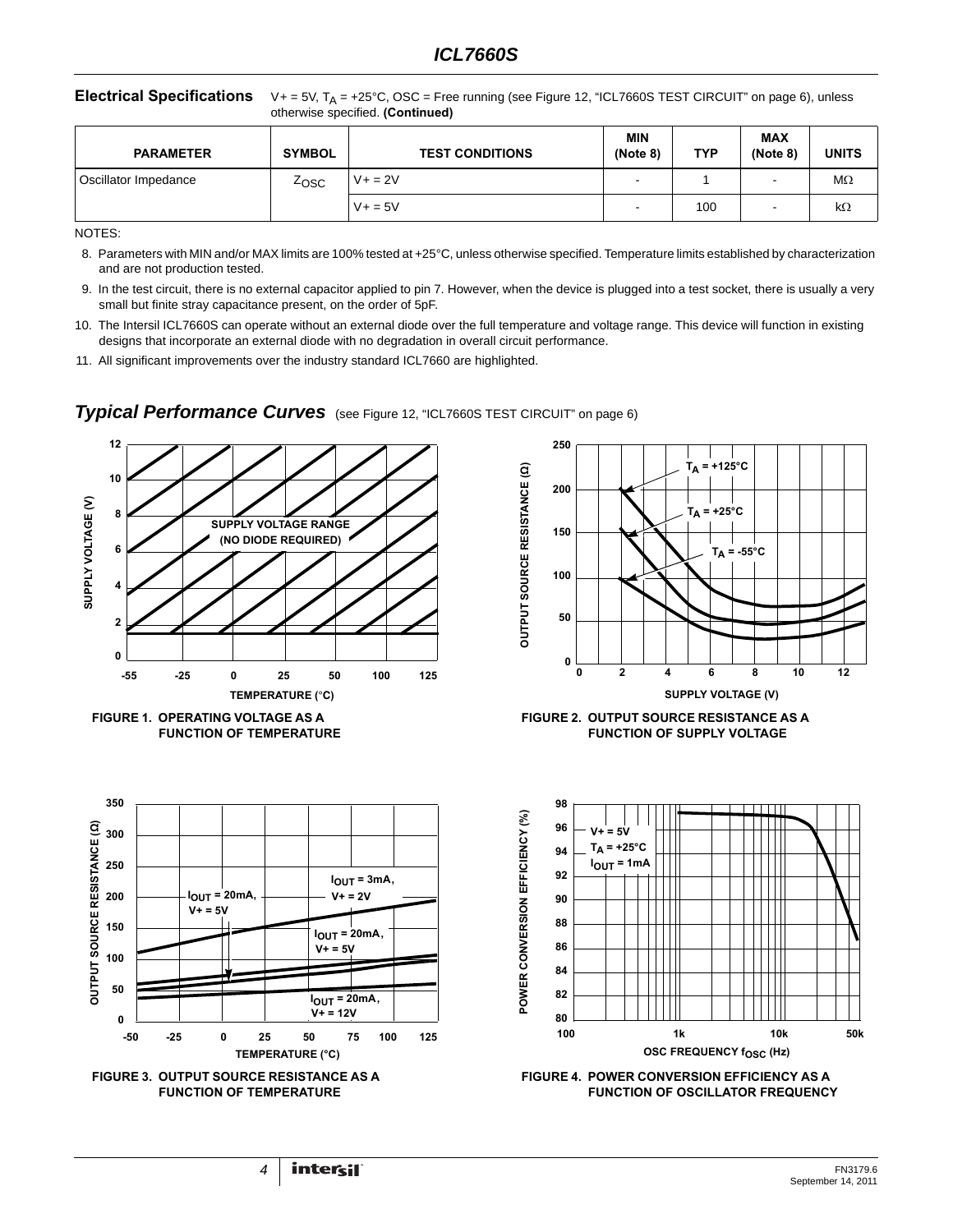## Electrical Specifications

$V+ = 5V$, $T_A = +25°C$, OSC = Free running (see Figure 12, "ICL7660S TEST CIRCUIT" on page 6), unless otherwise specified. **(Continued)**

| PARAMETER | SYMBOL | TEST CONDITIONS | MIN (Note 8) | TYP | MAX (Note 8) | UNITS |
|---|---|---|---|---|---|---|
| Oscillator Impedance | $Z_{OSC}$ | V+ = 2V | - | 1 | - | MΩ |
| | | V+ = 5V | - | 100 | - | kΩ |

NOTES:

8. Parameters with MIN and/or MAX limits are 100% tested at +25°C, unless otherwise specified. Temperature limits established by characterization and are not production tested.
9. In the test circuit, there is no external capacitor applied to pin 7. However, when the device is plugged into a test socket, there is usually a very small but finite stray capacitance present, on the order of 5pF.
10. The Intersil ICL7660S can operate without an external diode over the full temperature and voltage range. This device will function in existing designs that incorporate an external diode with no degradation in overall circuit performance.
11. All significant improvements over the industry standard ICL7660 are highlighted.

## *Typical Performance Curves* (see Figure 12, "ICL7660S TEST CIRCUIT" on page 6)

**FIGURE 1. OPERATING VOLTAGE AS A FUNCTION OF TEMPERATURE**

**FIGURE 2. OUTPUT SOURCE RESISTANCE AS A FUNCTION OF SUPPLY VOLTAGE**

**FIGURE 3. OUTPUT SOURCE RESISTANCE AS A FUNCTION OF TEMPERATURE**

**FIGURE 4. POWER CONVERSION EFFICIENCY AS A FUNCTION OF OSCILLATOR FREQUENCY**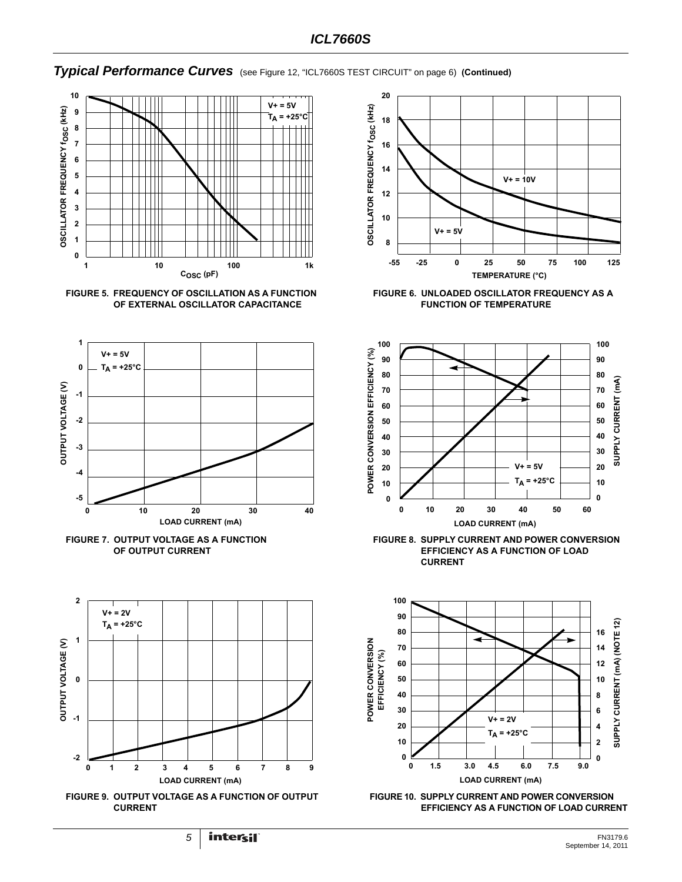## *Typical Performance Curves* (see Figure 12, "ICL7660S TEST CIRCUIT" on page 6) **(Continued)**

FIGURE 5. FREQUENCY OF OSCILLATION AS A FUNCTION OF EXTERNAL OSCILLATOR CAPACITANCE

FIGURE 6. UNLOADED OSCILLATOR FREQUENCY AS A FUNCTION OF TEMPERATURE

FIGURE 7. OUTPUT VOLTAGE AS A FUNCTION OF OUTPUT CURRENT

FIGURE 8. SUPPLY CURRENT AND POWER CONVERSION EFFICIENCY AS A FUNCTION OF LOAD CURRENT

FIGURE 9. OUTPUT VOLTAGE AS A FUNCTION OF OUTPUT CURRENT

FIGURE 10. SUPPLY CURRENT AND POWER CONVERSION EFFICIENCY AS A FUNCTION OF LOAD CURRENT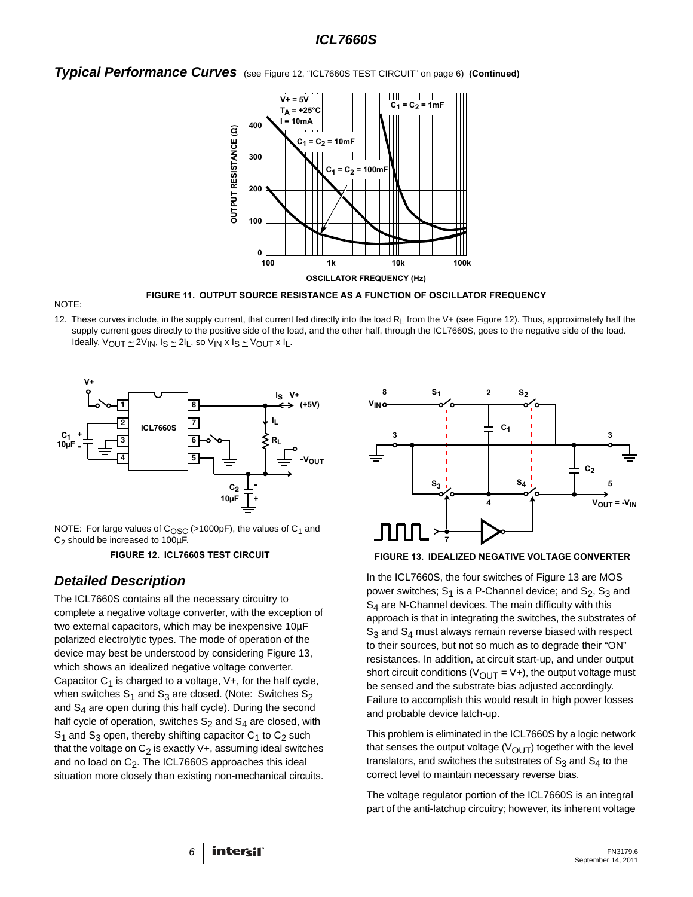## Typical Performance Curves (see Figure 12, "ICL7660S TEST CIRCUIT" on page 6) (Continued)

FIGURE 11. OUTPUT SOURCE RESISTANCE AS A FUNCTION OF OSCILLATOR FREQUENCY

NOTE:

12. These curves include, in the supply current, that current fed directly into the load $R_L$ from the V+ (see Figure 12). Thus, approximately half the supply current goes directly to the positive side of the load, and the other half, through the ICL7660S, goes to the negative side of the load. Ideally, $V_{OUT} \simeq 2V_{IN}$, $I_S \simeq 2I_L$, so $V_{IN} \times I_S \simeq V_{OUT} \times I_L$.

NOTE: For large values of $C_{OSC}$ (>1000pF), the values of $C_1$ and $C_2$ should be increased to 100µF.

FIGURE 12. ICL7660S TEST CIRCUIT

FIGURE 13. IDEALIZED NEGATIVE VOLTAGE CONVERTER

## Detailed Description

The ICL7660S contains all the necessary circuitry to complete a negative voltage converter, with the exception of two external capacitors, which may be inexpensive 10µF polarized electrolytic types. The mode of operation of the device may best be understood by considering Figure 13, which shows an idealized negative voltage converter. Capacitor $C_1$ is charged to a voltage, V+, for the half cycle, when switches $S_1$ and $S_3$ are closed. (Note: Switches $S_2$ and $S_4$ are open during this half cycle). During the second half cycle of operation, switches $S_2$ and $S_4$ are closed, with $S_1$ and $S_3$ open, thereby shifting capacitor $C_1$ to $C_2$ such that the voltage on $C_2$ is exactly V+, assuming ideal switches and no load on $C_2$. The ICL7660S approaches this ideal situation more closely than existing non-mechanical circuits.

In the ICL7660S, the four switches of Figure 13 are MOS power switches; $S_1$ is a P-Channel device; and $S_2$, $S_3$ and $S_4$ are N-Channel devices. The main difficulty with this approach is that in integrating the switches, the substrates of $S_3$ and $S_4$ must always remain reverse biased with respect to their sources, but not so much as to degrade their "ON" resistances. In addition, at circuit start-up, and under output short circuit conditions ($V_{OUT}$ = V+), the output voltage must be sensed and the substrate bias adjusted accordingly. Failure to accomplish this would result in high power losses and probable device latch-up.

This problem is eliminated in the ICL7660S by a logic network that senses the output voltage ($V_{OUT}$) together with the level translators, and switches the substrates of $S_3$ and $S_4$ to the correct level to maintain necessary reverse bias.

The voltage regulator portion of the ICL7660S is an integral part of the anti-latchup circuitry; however, its inherent voltage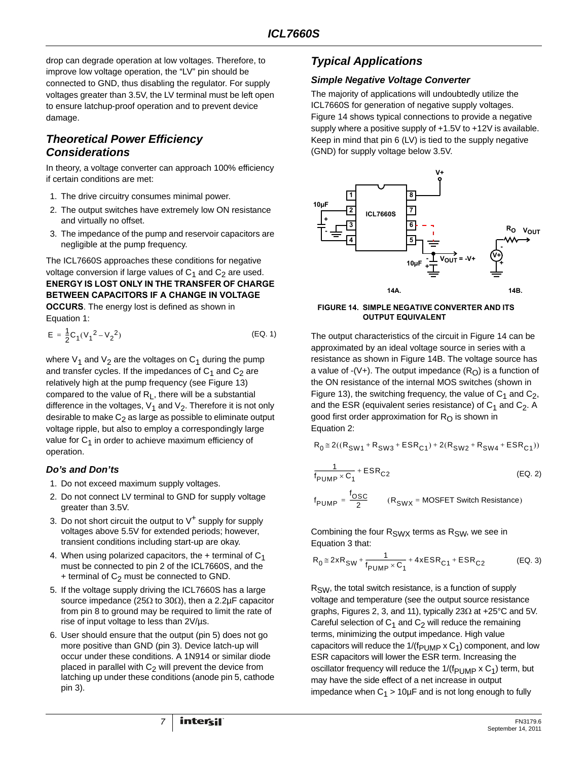drop can degrade operation at low voltages. Therefore, to improve low voltage operation, the "LV" pin should be connected to GND, thus disabling the regulator. For supply voltages greater than 3.5V, the LV terminal must be left open to ensure latchup-proof operation and to prevent device damage.

## Theoretical Power Efficiency Considerations

In theory, a voltage converter can approach 100% efficiency if certain conditions are met:

1. The drive circuitry consumes minimal power.
2. The output switches have extremely low ON resistance and virtually no offset.
3. The impedance of the pump and reservoir capacitors are negligible at the pump frequency.

The ICL7660S approaches these conditions for negative voltage conversion if large values of $C_1$ and $C_2$ are used. **ENERGY IS LOST ONLY IN THE TRANSFER OF CHARGE BETWEEN CAPACITORS IF A CHANGE IN VOLTAGE OCCURS**. The energy lost is defined as shown in Equation 1:

$$E = \frac{1}{2}C_1(V_1{}^2 - V_2{}^2) \quad \text{(EQ. 1)}$$

where $V_1$ and $V_2$ are the voltages on $C_1$ during the pump and transfer cycles. If the impedances of $C_1$ and $C_2$ are relatively high at the pump frequency (see Figure 13) compared to the value of $R_L$, there will be a substantial difference in the voltages, $V_1$ and $V_2$. Therefore it is not only desirable to make $C_2$ as large as possible to eliminate output voltage ripple, but also to employ a correspondingly large value for $C_1$ in order to achieve maximum efficiency of operation.

### Do's and Don'ts

1. Do not exceed maximum supply voltages.
2. Do not connect LV terminal to GND for supply voltage greater than 3.5V.
3. Do not short circuit the output to $V^+$ supply for supply voltages above 5.5V for extended periods; however, transient conditions including start-up are okay.
4. When using polarized capacitors, the + terminal of $C_1$ must be connected to pin 2 of the ICL7660S, and the + terminal of $C_2$ must be connected to GND.
5. If the voltage supply driving the ICL7660S has a large source impedance (25Ω to 30Ω), then a 2.2µF capacitor from pin 8 to ground may be required to limit the rate of rise of input voltage to less than 2V/µs.
6. User should ensure that the output (pin 5) does not go more positive than GND (pin 3). Device latch-up will occur under these conditions. A 1N914 or similar diode placed in parallel with $C_2$ will prevent the device from latching up under these conditions (anode pin 5, cathode pin 3).

## Typical Applications

### Simple Negative Voltage Converter

The majority of applications will undoubtedly utilize the ICL7660S for generation of negative supply voltages. Figure 14 shows typical connections to provide a negative supply where a positive supply of +1.5V to +12V is available. Keep in mind that pin 6 (LV) is tied to the supply negative (GND) for supply voltage below 3.5V.

FIGURE 14. SIMPLE NEGATIVE CONVERTER AND ITS OUTPUT EQUIVALENT

The output characteristics of the circuit in Figure 14 can be approximated by an ideal voltage source in series with a resistance as shown in Figure 14B. The voltage source has a value of -(V+). The output impedance ($R_O$) is a function of the ON resistance of the internal MOS switches (shown in Figure 13), the switching frequency, the value of $C_1$ and $C_2$, and the ESR (equivalent series resistance) of $C_1$ and $C_2$. A good first order approximation for $R_O$ is shown in Equation 2:

$$R_0 \cong 2((R_{SW1} + R_{SW3} + ESR_{C1}) + 2(R_{SW2} + R_{SW4} + ESR_{C1}))$$

$$\frac{1}{f_{PUMP} \times C_1} + ESR_{C2} \quad \text{(EQ. 2)}$$

$$f_{PUMP} = \frac{f_{OSC}}{2} \qquad (R_{SWX} = \text{MOSFET Switch Resistance})$$

Combining the four $R_{SWX}$ terms as $R_{SW}$, we see in Equation 3 that:

$$R_0 \cong 2xR_{SW} + \frac{1}{f_{PUMP} \times C_1} + 4xESR_{C1} + ESR_{C2} \quad \text{(EQ. 3)}$$

$R_{SW}$, the total switch resistance, is a function of supply voltage and temperature (see the output source resistance graphs, Figures 2, 3, and 11), typically 23Ω at +25°C and 5V. Careful selection of $C_1$ and $C_2$ will reduce the remaining terms, minimizing the output impedance. High value capacitors will reduce the $1/(f_{PUMP} \times C_1)$ component, and low ESR capacitors will lower the ESR term. Increasing the oscillator frequency will reduce the $1/(f_{PUMP} \times C_1)$ term, but may have the side effect of a net increase in output impedance when $C_1$ > 10µF and is not long enough to fully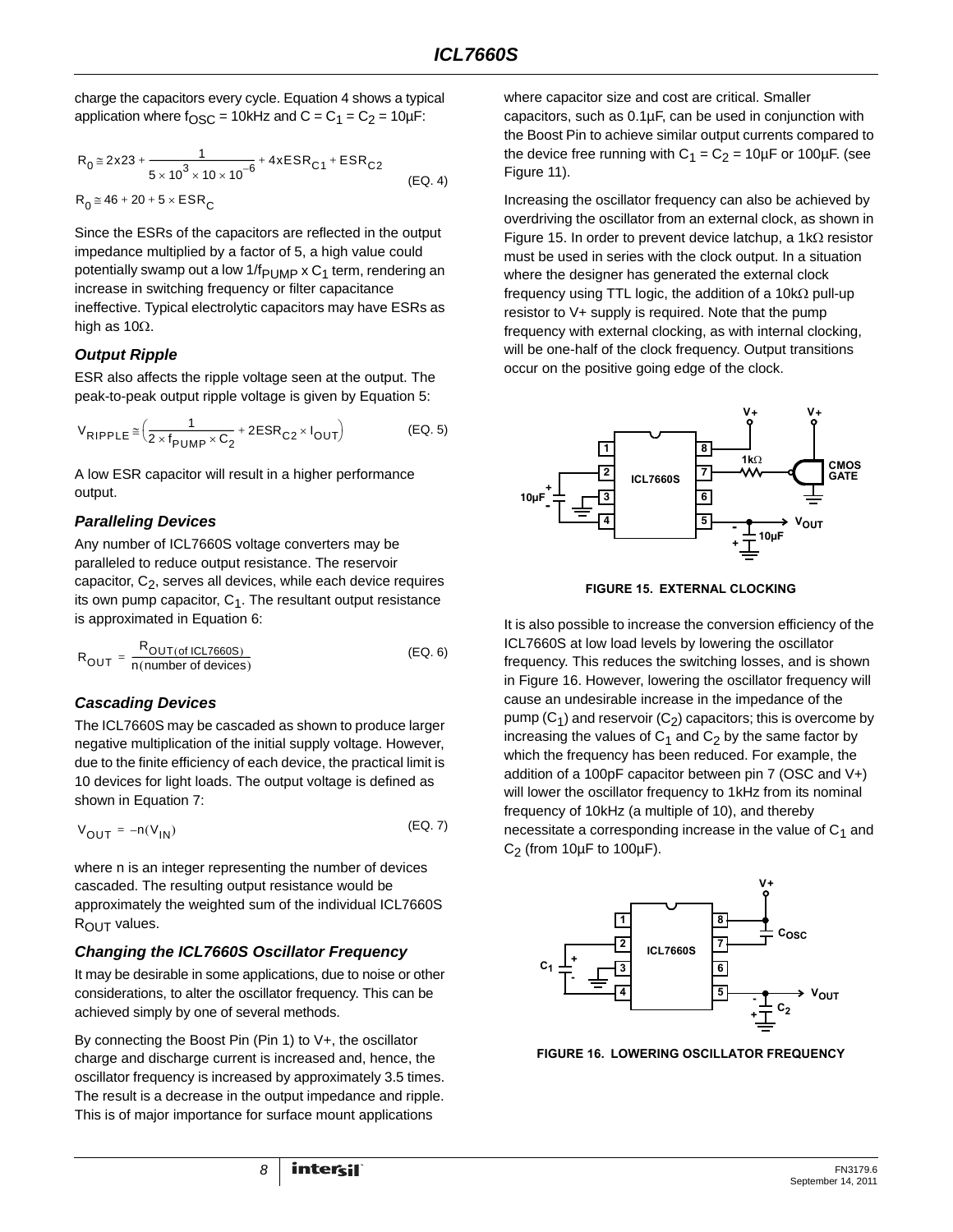charge the capacitors every cycle. Equation 4 shows a typical application where $f_{OSC}$ = 10kHz and C = $C_1$ = $C_2$ = 10µF:

$$R_0 \cong 2x23 + \frac{1}{5 \times 10^3 \times 10 \times 10^{-6}} + 4xESR_{C1} + ESR_{C2} \quad \text{(EQ. 4)}$$

$$R_0 \cong 46 + 20 + 5 \times ESR_C$$

Since the ESRs of the capacitors are reflected in the output impedance multiplied by a factor of 5, a high value could potentially swamp out a low $1/f_{PUMP}$ x $C_1$ term, rendering an increase in switching frequency or filter capacitance ineffective. Typical electrolytic capacitors may have ESRs as high as 10Ω.

### *Output Ripple*

ESR also affects the ripple voltage seen at the output. The peak-to-peak output ripple voltage is given by Equation 5:

$$V_{RIPPLE} \cong \left(\frac{1}{2 \times f_{PUMP} \times C_2} + 2ESR_{C2} \times I_{OUT}\right) \quad \text{(EQ. 5)}$$

A low ESR capacitor will result in a higher performance output.

### *Paralleling Devices*

Any number of ICL7660S voltage converters may be paralleled to reduce output resistance. The reservoir capacitor, $C_2$, serves all devices, while each device requires its own pump capacitor, $C_1$. The resultant output resistance is approximated in Equation 6:

$$R_{OUT} = \frac{R_{OUT(of\ ICL7660S)}}{n(\text{number of devices})} \quad \text{(EQ. 6)}$$

### *Cascading Devices*

The ICL7660S may be cascaded as shown to produce larger negative multiplication of the initial supply voltage. However, due to the finite efficiency of each device, the practical limit is 10 devices for light loads. The output voltage is defined as shown in Equation 7:

$$V_{OUT} = -n(V_{IN}) \quad \text{(EQ. 7)}$$

where n is an integer representing the number of devices cascaded. The resulting output resistance would be approximately the weighted sum of the individual ICL7660S $R_{OUT}$ values.

### *Changing the ICL7660S Oscillator Frequency*

It may be desirable in some applications, due to noise or other considerations, to alter the oscillator frequency. This can be achieved simply by one of several methods.

By connecting the Boost Pin (Pin 1) to V+, the oscillator charge and discharge current is increased and, hence, the oscillator frequency is increased by approximately 3.5 times. The result is a decrease in the output impedance and ripple. This is of major importance for surface mount applications where capacitor size and cost are critical. Smaller capacitors, such as 0.1µF, can be used in conjunction with the Boost Pin to achieve similar output currents compared to the device free running with $C_1$ = $C_2$ = 10µF or 100µF. (see Figure 11).

Increasing the oscillator frequency can also be achieved by overdriving the oscillator from an external clock, as shown in Figure 15. In order to prevent device latchup, a 1kΩ resistor must be used in series with the clock output. In a situation where the designer has generated the external clock frequency using TTL logic, the addition of a 10kΩ pull-up resistor to V+ supply is required. Note that the pump frequency with external clocking, as with internal clocking, will be one-half of the clock frequency. Output transitions occur on the positive going edge of the clock.

**FIGURE 15. EXTERNAL CLOCKING**

It is also possible to increase the conversion efficiency of the ICL7660S at low load levels by lowering the oscillator frequency. This reduces the switching losses, and is shown in Figure 16. However, lowering the oscillator frequency will cause an undesirable increase in the impedance of the pump ($C_1$) and reservoir ($C_2$) capacitors; this is overcome by increasing the values of $C_1$ and $C_2$ by the same factor by which the frequency has been reduced. For example, the addition of a 100pF capacitor between pin 7 (OSC and V+) will lower the oscillator frequency to 1kHz from its nominal frequency of 10kHz (a multiple of 10), and thereby necessitate a corresponding increase in the value of $C_1$ and $C_2$ (from 10µF to 100µF).

**FIGURE 16. LOWERING OSCILLATOR FREQUENCY**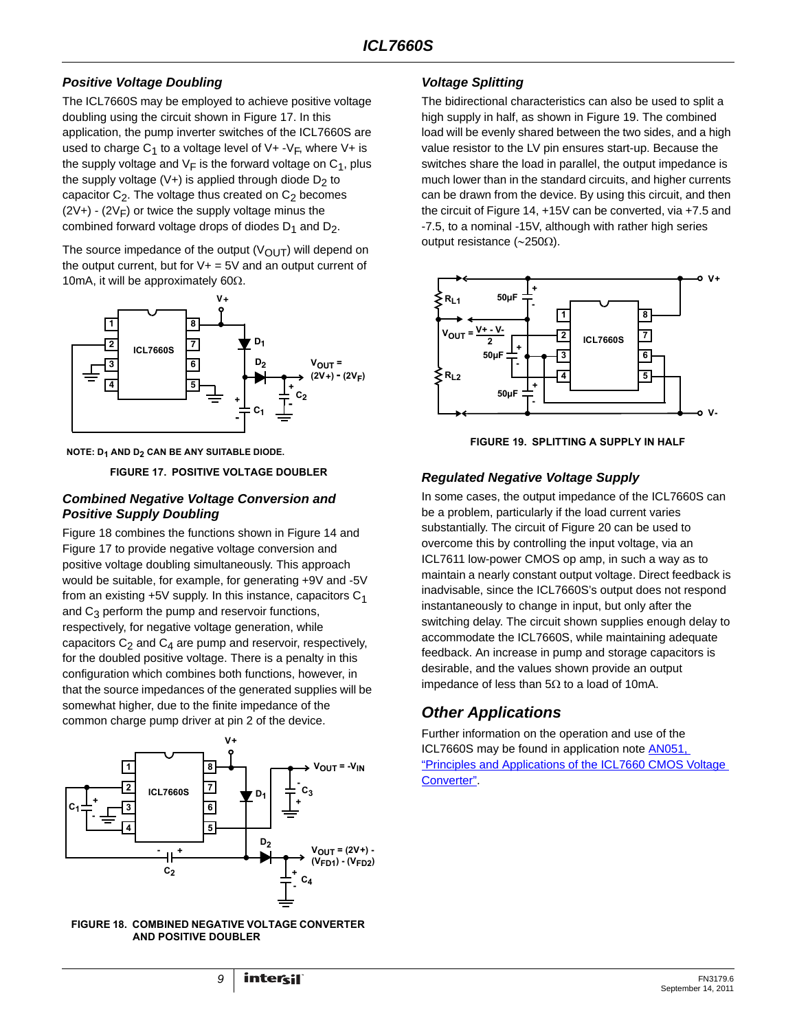### Positive Voltage Doubling

The ICL7660S may be employed to achieve positive voltage doubling using the circuit shown in Figure 17. In this application, the pump inverter switches of the ICL7660S are used to charge $C_1$ to a voltage level of V+ -$V_F$, where V+ is the supply voltage and $V_F$ is the forward voltage on $C_1$, plus the supply voltage (V+) is applied through diode $D_2$ to capacitor $C_2$. The voltage thus created on $C_2$ becomes (2V+) - (2$V_F$) or twice the supply voltage minus the combined forward voltage drops of diodes $D_1$ and $D_2$.

The source impedance of the output ($V_{OUT}$) will depend on the output current, but for V+ = 5V and an output current of 10mA, it will be approximately 60Ω.

NOTE: $D_1$ AND $D_2$ CAN BE ANY SUITABLE DIODE.

FIGURE 17. POSITIVE VOLTAGE DOUBLER

### Combined Negative Voltage Conversion and Positive Supply Doubling

Figure 18 combines the functions shown in Figure 14 and Figure 17 to provide negative voltage conversion and positive voltage doubling simultaneously. This approach would be suitable, for example, for generating +9V and -5V from an existing +5V supply. In this instance, capacitors $C_1$ and $C_3$ perform the pump and reservoir functions, respectively, for negative voltage generation, while capacitors $C_2$ and $C_4$ are pump and reservoir, respectively, for the doubled positive voltage. There is a penalty in this configuration which combines both functions, however, in that the source impedances of the generated supplies will be somewhat higher, due to the finite impedance of the common charge pump driver at pin 2 of the device.

FIGURE 18. COMBINED NEGATIVE VOLTAGE CONVERTER AND POSITIVE DOUBLER

### Voltage Splitting

The bidirectional characteristics can also be used to split a high supply in half, as shown in Figure 19. The combined load will be evenly shared between the two sides, and a high value resistor to the LV pin ensures start-up. Because the switches share the load in parallel, the output impedance is much lower than in the standard circuits, and higher currents can be drawn from the device. By using this circuit, and then the circuit of Figure 14, +15V can be converted, via +7.5 and -7.5, to a nominal -15V, although with rather high series output resistance (~250Ω).

FIGURE 19. SPLITTING A SUPPLY IN HALF

### Regulated Negative Voltage Supply

In some cases, the output impedance of the ICL7660S can be a problem, particularly if the load current varies substantially. The circuit of Figure 20 can be used to overcome this by controlling the input voltage, via an ICL7611 low-power CMOS op amp, in such a way as to maintain a nearly constant output voltage. Direct feedback is inadvisable, since the ICL7660S's output does not respond instantaneously to change in input, but only after the switching delay. The circuit shown supplies enough delay to accommodate the ICL7660S, while maintaining adequate feedback. An increase in pump and storage capacitors is desirable, and the values shown provide an output impedance of less than 5Ω to a load of 10mA.

## Other Applications

Further information on the operation and use of the ICL7660S may be found in application note AN051, "Principles and Applications of the ICL7660 CMOS Voltage Converter".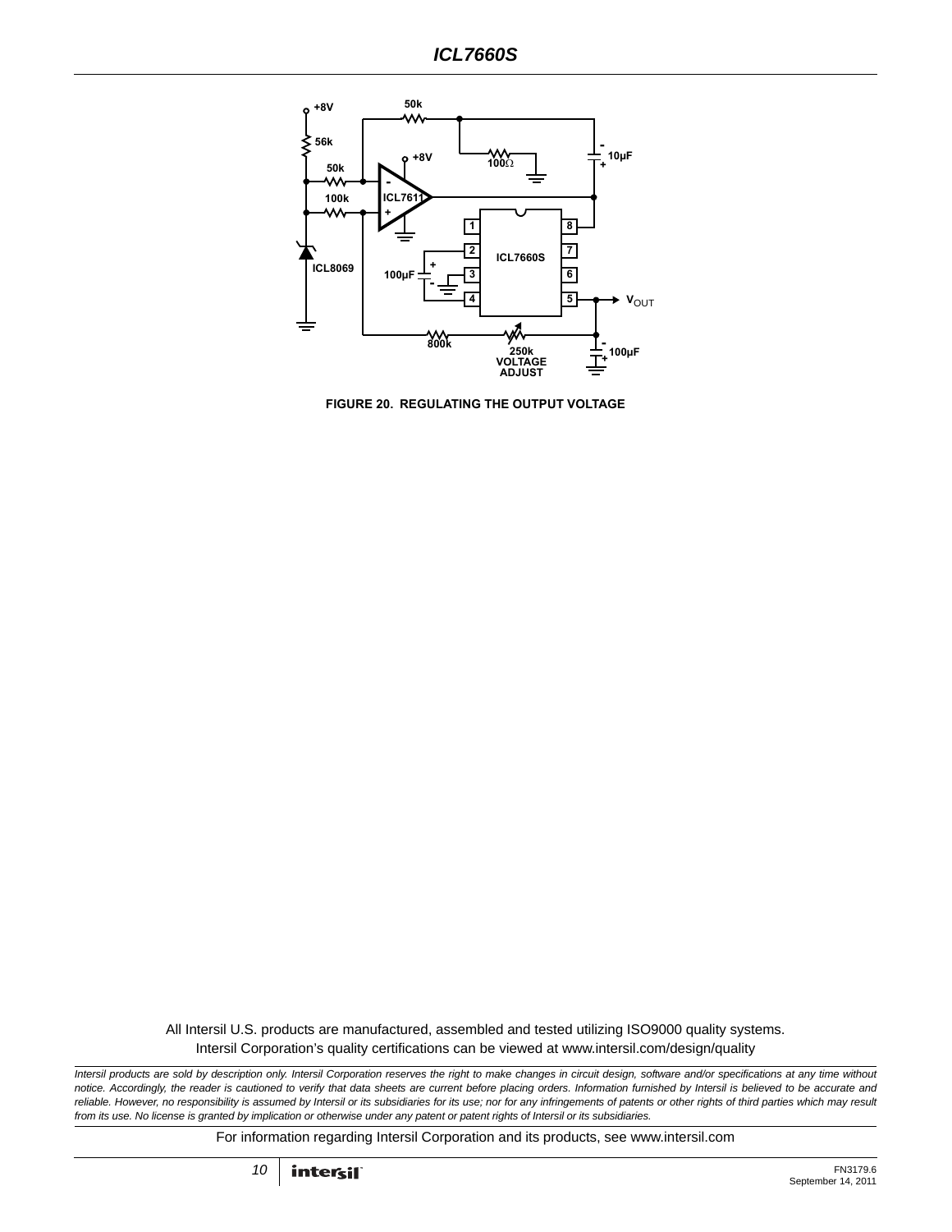FIGURE 20. REGULATING THE OUTPUT VOLTAGE

All Intersil U.S. products are manufactured, assembled and tested utilizing ISO9000 quality systems.
Intersil Corporation's quality certifications can be viewed at www.intersil.com/design/quality

*Intersil products are sold by description only. Intersil Corporation reserves the right to make changes in circuit design, software and/or specifications at any time without notice. Accordingly, the reader is cautioned to verify that data sheets are current before placing orders. Information furnished by Intersil is believed to be accurate and reliable. However, no responsibility is assumed by Intersil or its subsidiaries for its use; nor for any infringements of patents or other rights of third parties which may result from its use. No license is granted by implication or otherwise under any patent or patent rights of Intersil or its subsidiaries.*

For information regarding Intersil Corporation and its products, see www.intersil.com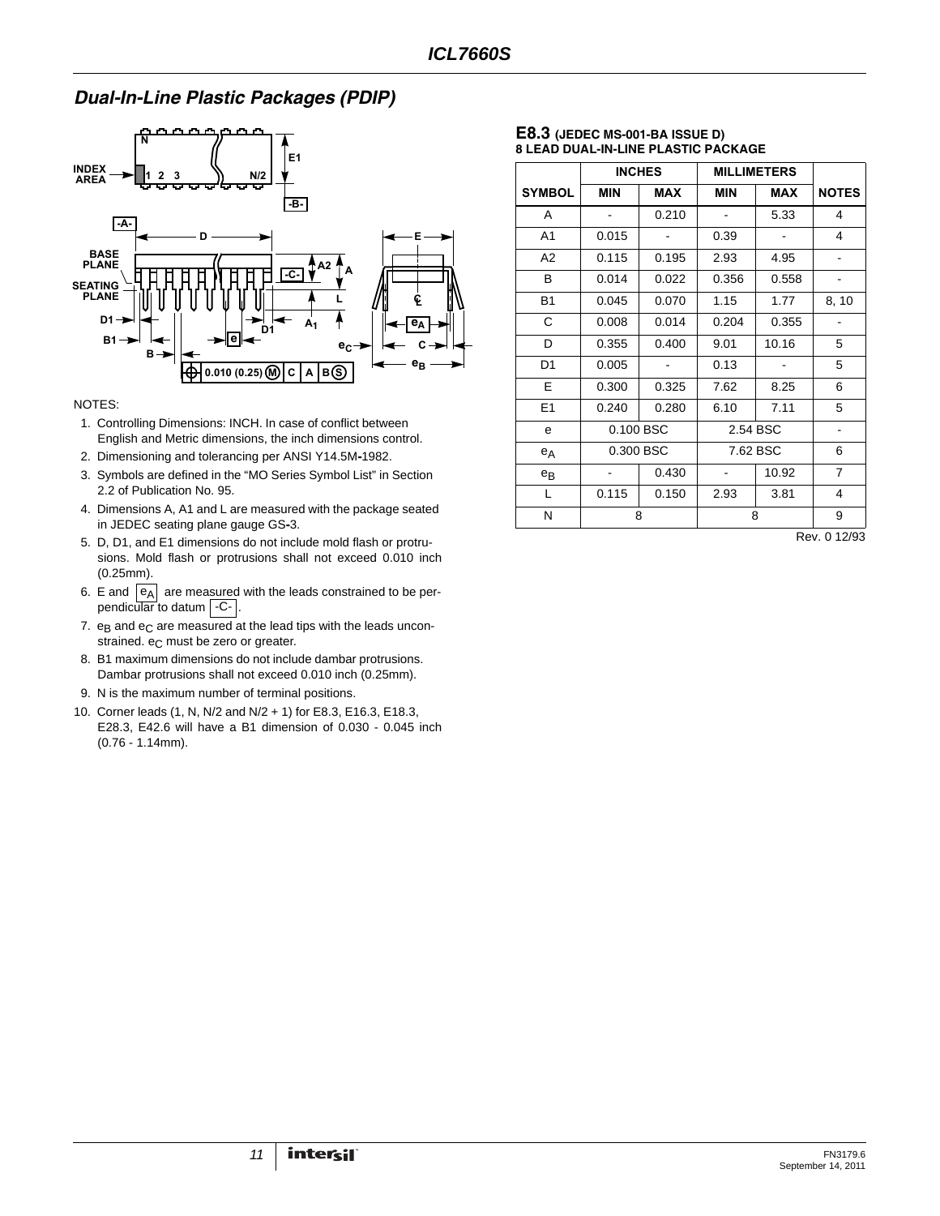## Dual-In-Line Plastic Packages (PDIP)

NOTES:

1. Controlling Dimensions: INCH. In case of conflict between English and Metric dimensions, the inch dimensions control.
2. Dimensioning and tolerancing per ANSI Y14.5M-1982.
3. Symbols are defined in the “MO Series Symbol List” in Section 2.2 of Publication No. 95.
4. Dimensions A, A1 and L are measured with the package seated in JEDEC seating plane gauge GS-3.
5. D, D1, and E1 dimensions do not include mold flash or protrusions. Mold flash or protrusions shall not exceed 0.010 inch (0.25mm).
6. E and $e_A$ are measured with the leads constrained to be perpendicular to datum -C- .
7. $e_B$ and $e_C$ are measured at the lead tips with the leads unconstrained. $e_C$ must be zero or greater.
8. B1 maximum dimensions do not include dambar protrusions. Dambar protrusions shall not exceed 0.010 inch (0.25mm).
9. N is the maximum number of terminal positions.
10. Corner leads (1, N, N/2 and N/2 + 1) for E8.3, E16.3, E18.3, E28.3, E42.6 will have a B1 dimension of 0.030 - 0.045 inch (0.76 - 1.14mm).

### E8.3 (JEDEC MS-001-BA ISSUE D)
**8 LEAD DUAL-IN-LINE PLASTIC PACKAGE**

| SYMBOL | INCHES MIN | INCHES MAX | MILLIMETERS MIN | MILLIMETERS MAX | NOTES |
|---|---|---|---|---|---|
| A | - | 0.210 | - | 5.33 | 4 |
| A1 | 0.015 | - | 0.39 | - | 4 |
| A2 | 0.115 | 0.195 | 2.93 | 4.95 | - |
| B | 0.014 | 0.022 | 0.356 | 0.558 | - |
| B1 | 0.045 | 0.070 | 1.15 | 1.77 | 8, 10 |
| C | 0.008 | 0.014 | 0.204 | 0.355 | - |
| D | 0.355 | 0.400 | 9.01 | 10.16 | 5 |
| D1 | 0.005 | - | 0.13 | - | 5 |
| E | 0.300 | 0.325 | 7.62 | 8.25 | 6 |
| E1 | 0.240 | 0.280 | 6.10 | 7.11 | 5 |
| e | 0.100 BSC | | 2.54 BSC | | - |
| $e_A$ | 0.300 BSC | | 7.62 BSC | | 6 |
| $e_B$ | - | 0.430 | - | 10.92 | 7 |
| L | 0.115 | 0.150 | 2.93 | 3.81 | 4 |
| N | 8 | | 8 | | 9 |

Rev. 0 12/93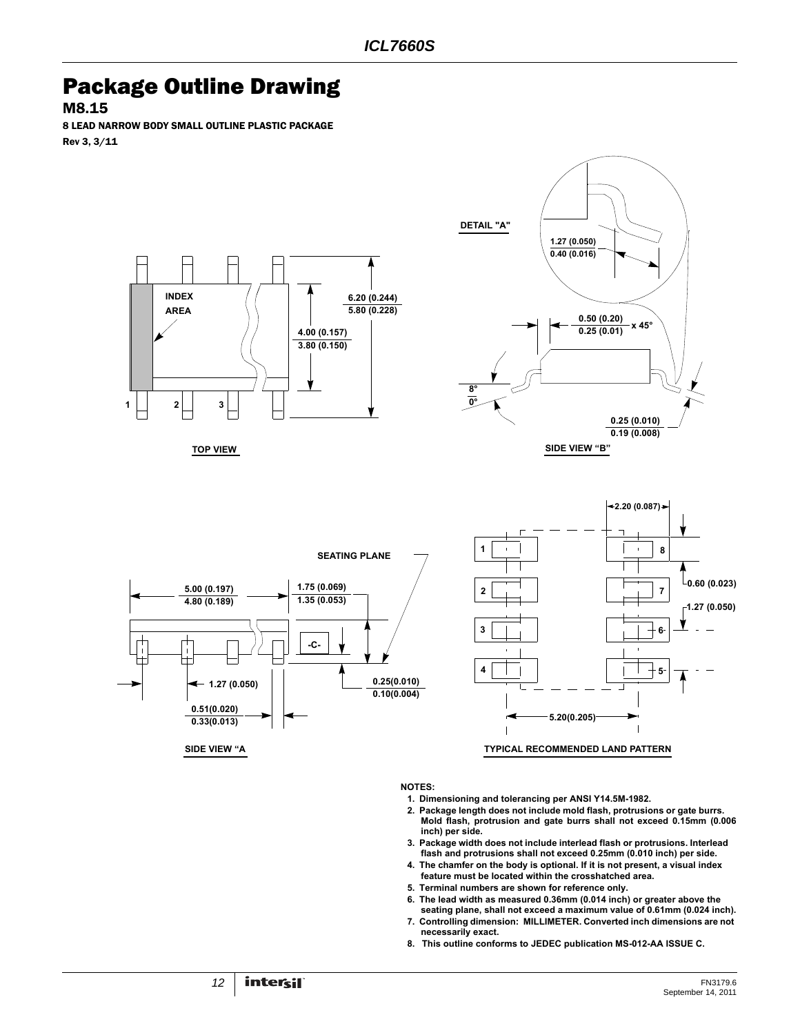## Package Outline Drawing

### M8.15

**8 LEAD NARROW BODY SMALL OUTLINE PLASTIC PACKAGE**

**Rev 3, 3/11**

INDEX
AREA
1
2
3
4.00 (0.157)
3.80 (0.150)
6.20 (0.244)
5.80 (0.228)
TOP VIEW

DETAIL "A"
1.27 (0.050)
0.40 (0.016)
0.50 (0.20)
0.25 (0.01)
x 45°
8°
0°
0.25 (0.010)
0.19 (0.008)
SIDE VIEW "B"

SEATING PLANE
5.00 (0.197)
4.80 (0.189)
1.75 (0.069)
1.35 (0.053)
-C-
1.27 (0.050)
0.25(0.010)
0.10(0.004)
0.51(0.020)
0.33(0.013)
SIDE VIEW "A

2.20 (0.087)
1
8
2
7
3
6
4
5
0.60 (0.023)
1.27 (0.050)
5.20(0.205)
TYPICAL RECOMMENDED LAND PATTERN

**NOTES:**

1. Dimensioning and tolerancing per ANSI Y14.5M-1982.
2. Package length does not include mold flash, protrusions or gate burrs. Mold flash, protrusion and gate burrs shall not exceed 0.15mm (0.006 inch) per side.
3. Package width does not include interlead flash or protrusions. Interlead flash and protrusions shall not exceed 0.25mm (0.010 inch) per side.
4. The chamfer on the body is optional. If it is not present, a visual index feature must be located within the crosshatched area.
5. Terminal numbers are shown for reference only.
6. The lead width as measured 0.36mm (0.014 inch) or greater above the seating plane, shall not exceed a maximum value of 0.61mm (0.024 inch).
7. Controlling dimension: MILLIMETER. Converted inch dimensions are not necessarily exact.
8. This outline conforms to JEDEC publication MS-012-AA ISSUE C.